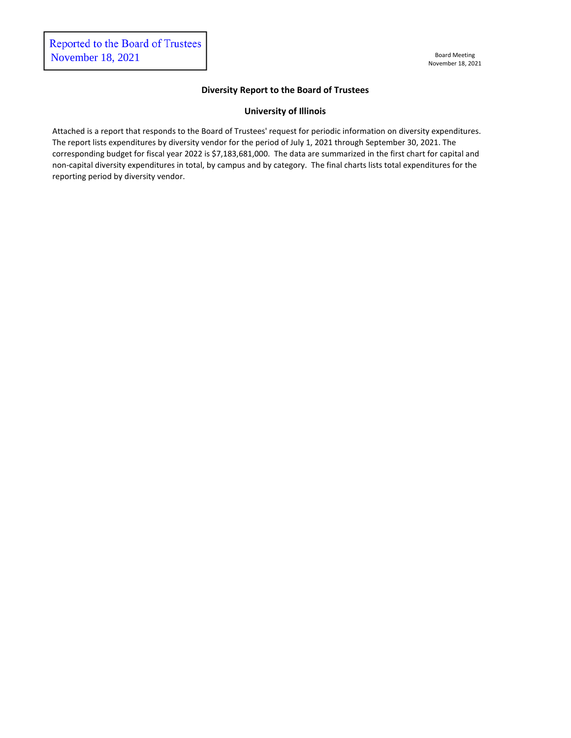Reported to the Board of Trustees
November 18, 2021

Board Meeting
November 18, 2021

## Diversity Report to the Board of Trustees

## University of Illinois

Attached is a report that responds to the Board of Trustees' request for periodic information on diversity expenditures. The report lists expenditures by diversity vendor for the period of July 1, 2021 through September 30, 2021. The corresponding budget for fiscal year 2022 is $7,183,681,000. The data are summarized in the first chart for capital and non-capital diversity expenditures in total, by campus and by category. The final charts lists total expenditures for the reporting period by diversity vendor.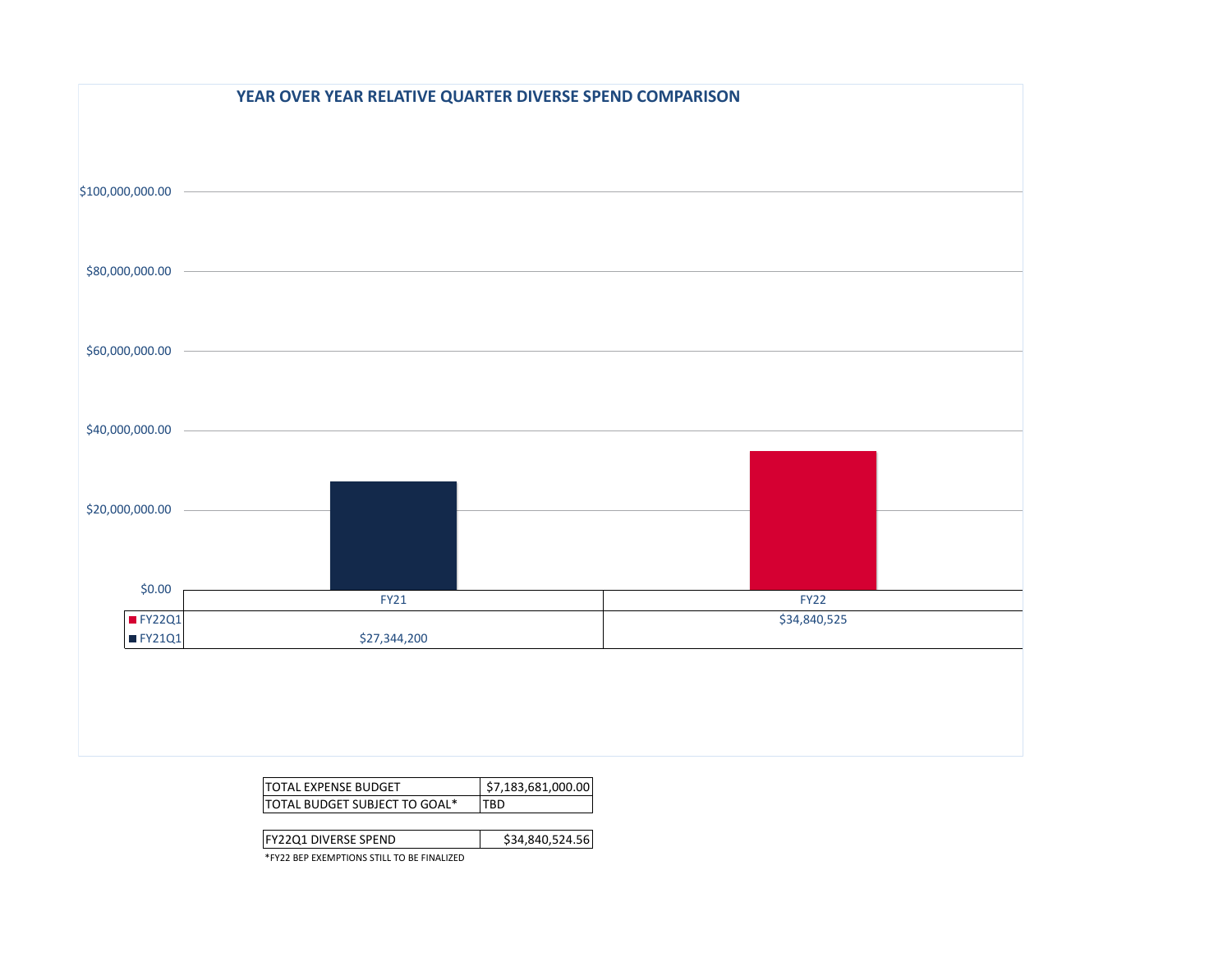## YEAR OVER YEAR RELATIVE QUARTER DIVERSE SPEND COMPARISON

| | FY21 | FY22 |
|---|---|---|
| FY22Q1 | | $34,840,525 |
| FY21Q1 | $27,344,200 | |

| | |
|---|---|
| TOTAL EXPENSE BUDGET | $7,183,681,000.00 |
| TOTAL BUDGET SUBJECT TO GOAL* | TBD |

| | |
|---|---|
| FY22Q1 DIVERSE SPEND | $34,840,524.56 |

*FY22 BEP EXEMPTIONS STILL TO BE FINALIZED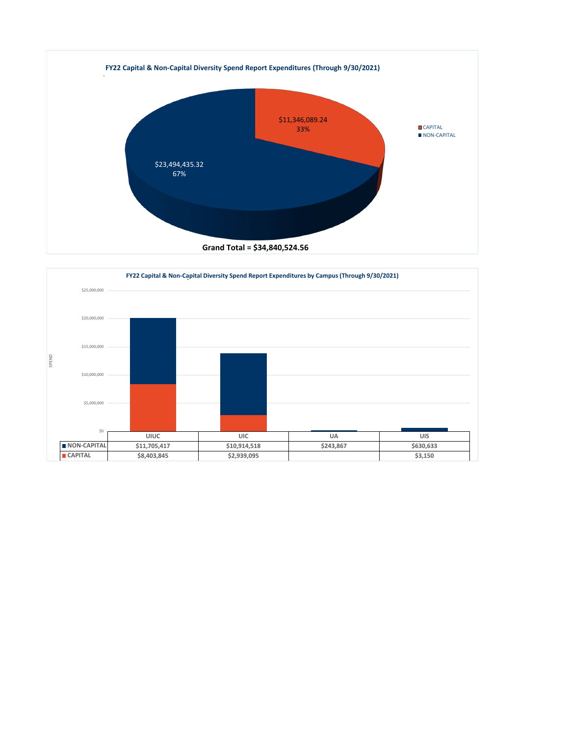**FY22 Capital & Non-Capital Diversity Spend Report Expenditures (Through 9/30/2021)**

| | Amount | Percent |
|---|---|---|
| CAPITAL | $11,346,089.24 | 33% |
| NON-CAPITAL | $23,494,435.32 | 67% |

**Grand Total = $34,840,524.56**

**FY22 Capital & Non-Capital Diversity Spend Report Expenditures by Campus (Through 9/30/2021)**

| | UIUC | UIC | UA | UIS |
|---|---|---|---|---|
| NON-CAPITAL | $11,705,417 | $10,914,518 | $243,867 | $630,633 |
| CAPITAL | $8,403,845 | $2,939,095 | | $3,150 |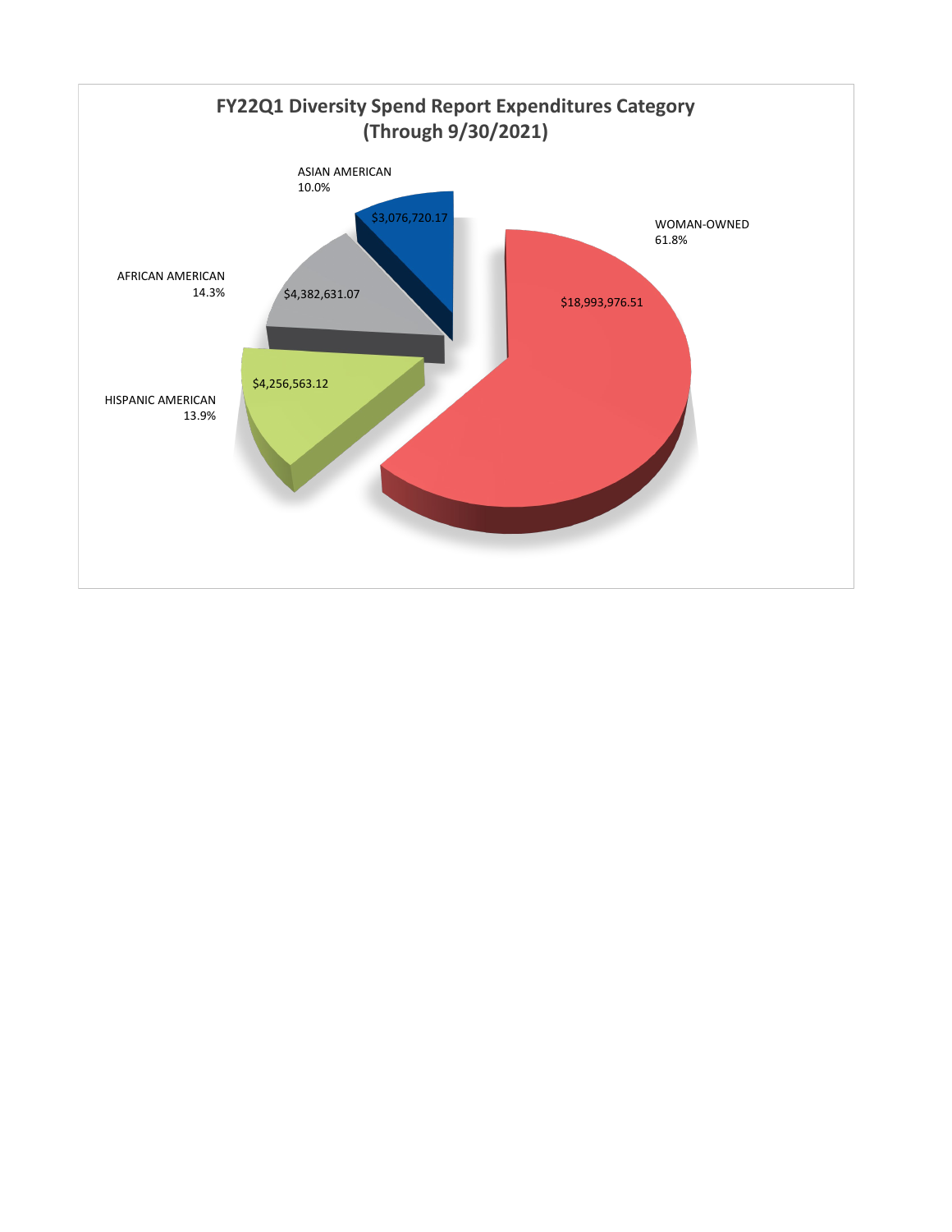## FY22Q1 Diversity Spend Report Expenditures Category (Through 9/30/2021)

| Category | Amount | Percentage |
|---|---|---|
| WOMAN-OWNED | $18,993,976.51 | 61.8% |
| AFRICAN AMERICAN | $4,382,631.07 | 14.3% |
| HISPANIC AMERICAN | $4,256,563.12 | 13.9% |
| ASIAN AMERICAN | $3,076,720.17 | 10.0% |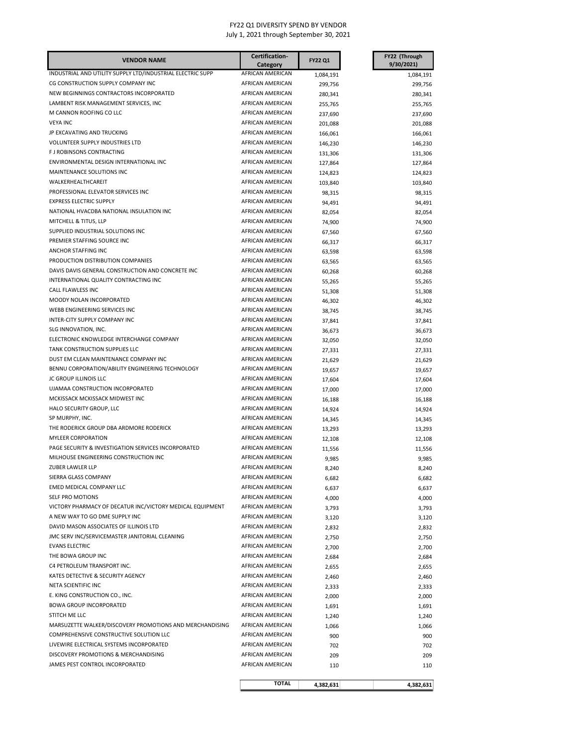FY22 Q1 DIVERSITY SPEND BY VENDOR
July 1, 2021 through September 30, 2021

| VENDOR NAME | Certification-Category | FY22 Q1 | FY22 (Through 9/30/2021) |
|---|---|---|---|
| INDUSTRIAL AND UTILITY SUPPLY LTD/INDUSTRIAL ELECTRIC SUPP | AFRICAN AMERICAN | 1,084,191 | 1,084,191 |
| CG CONSTRUCTION SUPPLY COMPANY INC | AFRICAN AMERICAN | 299,756 | 299,756 |
| NEW BEGINNINGS CONTRACTORS INCORPORATED | AFRICAN AMERICAN | 280,341 | 280,341 |
| LAMBENT RISK MANAGEMENT SERVICES, INC | AFRICAN AMERICAN | 255,765 | 255,765 |
| M CANNON ROOFING CO LLC | AFRICAN AMERICAN | 237,690 | 237,690 |
| VEYA INC | AFRICAN AMERICAN | 201,088 | 201,088 |
| JP EXCAVATING AND TRUCKING | AFRICAN AMERICAN | 166,061 | 166,061 |
| VOLUNTEER SUPPLY INDUSTRIES LTD | AFRICAN AMERICAN | 146,230 | 146,230 |
| F J ROBINSONS CONTRACTING | AFRICAN AMERICAN | 131,306 | 131,306 |
| ENVIRONMENTAL DESIGN INTERNATIONAL INC | AFRICAN AMERICAN | 127,864 | 127,864 |
| MAINTENANCE SOLUTIONS INC | AFRICAN AMERICAN | 124,823 | 124,823 |
| WALKERHEALTHCAREIT | AFRICAN AMERICAN | 103,840 | 103,840 |
| PROFESSIONAL ELEVATOR SERVICES INC | AFRICAN AMERICAN | 98,315 | 98,315 |
| EXPRESS ELECTRIC SUPPLY | AFRICAN AMERICAN | 94,491 | 94,491 |
| NATIONAL HVACDBA NATIONAL INSULATION INC | AFRICAN AMERICAN | 82,054 | 82,054 |
| MITCHELL & TITUS, LLP | AFRICAN AMERICAN | 74,900 | 74,900 |
| SUPPLIED INDUSTRIAL SOLUTIONS INC | AFRICAN AMERICAN | 67,560 | 67,560 |
| PREMIER STAFFING SOURCE INC | AFRICAN AMERICAN | 66,317 | 66,317 |
| ANCHOR STAFFING INC | AFRICAN AMERICAN | 63,598 | 63,598 |
| PRODUCTION DISTRIBUTION COMPANIES | AFRICAN AMERICAN | 63,565 | 63,565 |
| DAVIS DAVIS GENERAL CONSTRUCTION AND CONCRETE INC | AFRICAN AMERICAN | 60,268 | 60,268 |
| INTERNATIONAL QUALITY CONTRACTING INC | AFRICAN AMERICAN | 55,265 | 55,265 |
| CALL FLAWLESS INC | AFRICAN AMERICAN | 51,308 | 51,308 |
| MOODY NOLAN INCORPORATED | AFRICAN AMERICAN | 46,302 | 46,302 |
| WEBB ENGINEERING SERVICES INC | AFRICAN AMERICAN | 38,745 | 38,745 |
| INTER-CITY SUPPLY COMPANY INC | AFRICAN AMERICAN | 37,841 | 37,841 |
| SLG INNOVATION, INC. | AFRICAN AMERICAN | 36,673 | 36,673 |
| ELECTRONIC KNOWLEDGE INTERCHANGE COMPANY | AFRICAN AMERICAN | 32,050 | 32,050 |
| TANK CONSTRUCTION SUPPLIES LLC | AFRICAN AMERICAN | 27,331 | 27,331 |
| DUST EM CLEAN MAINTENANCE COMPANY INC | AFRICAN AMERICAN | 21,629 | 21,629 |
| BENNU CORPORATION/ABILITY ENGINEERING TECHNOLOGY | AFRICAN AMERICAN | 19,657 | 19,657 |
| JC GROUP ILLINOIS LLC | AFRICAN AMERICAN | 17,604 | 17,604 |
| UJAMAA CONSTRUCTION INCORPORATED | AFRICAN AMERICAN | 17,000 | 17,000 |
| MCKISSACK MCKISSACK MIDWEST INC | AFRICAN AMERICAN | 16,188 | 16,188 |
| HALO SECURITY GROUP, LLC | AFRICAN AMERICAN | 14,924 | 14,924 |
| SP MURPHY, INC. | AFRICAN AMERICAN | 14,345 | 14,345 |
| THE RODERICK GROUP DBA ARDMORE RODERICK | AFRICAN AMERICAN | 13,293 | 13,293 |
| MYLEER CORPORATION | AFRICAN AMERICAN | 12,108 | 12,108 |
| PAGE SECURITY & INVESTIGATION SERVICES INCORPORATED | AFRICAN AMERICAN | 11,556 | 11,556 |
| MILHOUSE ENGINEERING CONSTRUCTION INC | AFRICAN AMERICAN | 9,985 | 9,985 |
| ZUBER LAWLER LLP | AFRICAN AMERICAN | 8,240 | 8,240 |
| SIERRA GLASS COMPANY | AFRICAN AMERICAN | 6,682 | 6,682 |
| EMED MEDICAL COMPANY LLC | AFRICAN AMERICAN | 6,637 | 6,637 |
| SELF PRO MOTIONS | AFRICAN AMERICAN | 4,000 | 4,000 |
| VICTORY PHARMACY OF DECATUR INC/VICTORY MEDICAL EQUIPMENT | AFRICAN AMERICAN | 3,793 | 3,793 |
| A NEW WAY TO GO DME SUPPLY INC | AFRICAN AMERICAN | 3,120 | 3,120 |
| DAVID MASON ASSOCIATES OF ILLINOIS LTD | AFRICAN AMERICAN | 2,832 | 2,832 |
| JMC SERV INC/SERVICEMASTER JANITORIAL CLEANING | AFRICAN AMERICAN | 2,750 | 2,750 |
| EVANS ELECTRIC | AFRICAN AMERICAN | 2,700 | 2,700 |
| THE BOWA GROUP INC | AFRICAN AMERICAN | 2,684 | 2,684 |
| C4 PETROLEUM TRANSPORT INC. | AFRICAN AMERICAN | 2,655 | 2,655 |
| KATES DETECTIVE & SECURITY AGENCY | AFRICAN AMERICAN | 2,460 | 2,460 |
| NETA SCIENTIFIC INC | AFRICAN AMERICAN | 2,333 | 2,333 |
| E. KING CONSTRUCTION CO., INC. | AFRICAN AMERICAN | 2,000 | 2,000 |
| BOWA GROUP INCORPORATED | AFRICAN AMERICAN | 1,691 | 1,691 |
| STITCH ME LLC | AFRICAN AMERICAN | 1,240 | 1,240 |
| MARSUZETTE WALKER/DISCOVERY PROMOTIONS AND MERCHANDISING | AFRICAN AMERICAN | 1,066 | 1,066 |
| COMPREHENSIVE CONSTRUCTIVE SOLUTION LLC | AFRICAN AMERICAN | 900 | 900 |
| LIVEWIRE ELECTRICAL SYSTEMS INCORPORATED | AFRICAN AMERICAN | 702 | 702 |
| DISCOVERY PROMOTIONS & MERCHANDISING | AFRICAN AMERICAN | 209 | 209 |
| JAMES PEST CONTROL INCORPORATED | AFRICAN AMERICAN | 110 | 110 |
| | **TOTAL** | **4,382,631** | **4,382,631** |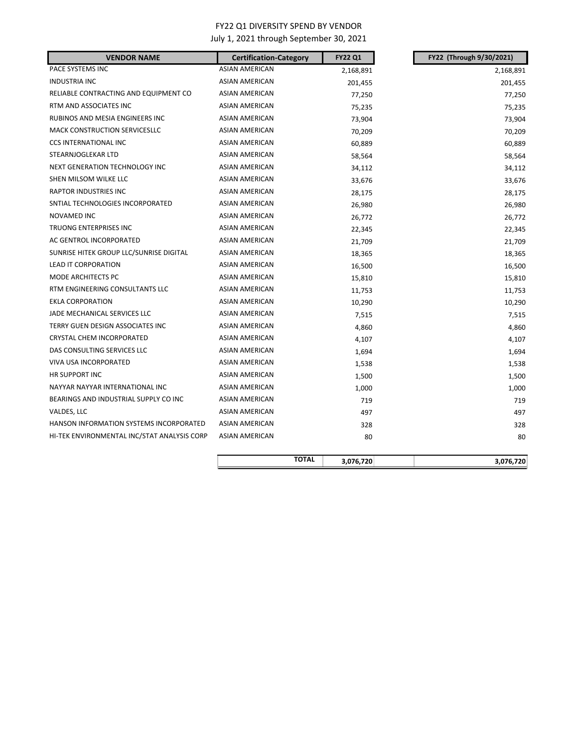# FY22 Q1 DIVERSITY SPEND BY VENDOR

July 1, 2021 through September 30, 2021

| VENDOR NAME | Certification-Category | FY22 Q1 | FY22 (Through 9/30/2021) |
|---|---|---|---|
| PACE SYSTEMS INC | ASIAN AMERICAN | 2,168,891 | 2,168,891 |
| INDUSTRIA INC | ASIAN AMERICAN | 201,455 | 201,455 |
| RELIABLE CONTRACTING AND EQUIPMENT CO | ASIAN AMERICAN | 77,250 | 77,250 |
| RTM AND ASSOCIATES INC | ASIAN AMERICAN | 75,235 | 75,235 |
| RUBINOS AND MESIA ENGINEERS INC | ASIAN AMERICAN | 73,904 | 73,904 |
| MACK CONSTRUCTION SERVICESLLC | ASIAN AMERICAN | 70,209 | 70,209 |
| CCS INTERNATIONAL INC | ASIAN AMERICAN | 60,889 | 60,889 |
| STEARNJOGLEKAR LTD | ASIAN AMERICAN | 58,564 | 58,564 |
| NEXT GENERATION TECHNOLOGY INC | ASIAN AMERICAN | 34,112 | 34,112 |
| SHEN MILSOM WILKE LLC | ASIAN AMERICAN | 33,676 | 33,676 |
| RAPTOR INDUSTRIES INC | ASIAN AMERICAN | 28,175 | 28,175 |
| SNTIAL TECHNOLOGIES INCORPORATED | ASIAN AMERICAN | 26,980 | 26,980 |
| NOVAMED INC | ASIAN AMERICAN | 26,772 | 26,772 |
| TRUONG ENTERPRISES INC | ASIAN AMERICAN | 22,345 | 22,345 |
| AC GENTROL INCORPORATED | ASIAN AMERICAN | 21,709 | 21,709 |
| SUNRISE HITEK GROUP LLC/SUNRISE DIGITAL | ASIAN AMERICAN | 18,365 | 18,365 |
| LEAD IT CORPORATION | ASIAN AMERICAN | 16,500 | 16,500 |
| MODE ARCHITECTS PC | ASIAN AMERICAN | 15,810 | 15,810 |
| RTM ENGINEERING CONSULTANTS LLC | ASIAN AMERICAN | 11,753 | 11,753 |
| EKLA CORPORATION | ASIAN AMERICAN | 10,290 | 10,290 |
| JADE MECHANICAL SERVICES LLC | ASIAN AMERICAN | 7,515 | 7,515 |
| TERRY GUEN DESIGN ASSOCIATES INC | ASIAN AMERICAN | 4,860 | 4,860 |
| CRYSTAL CHEM INCORPORATED | ASIAN AMERICAN | 4,107 | 4,107 |
| DAS CONSULTING SERVICES LLC | ASIAN AMERICAN | 1,694 | 1,694 |
| VIVA USA INCORPORATED | ASIAN AMERICAN | 1,538 | 1,538 |
| HR SUPPORT INC | ASIAN AMERICAN | 1,500 | 1,500 |
| NAYYAR NAYYAR INTERNATIONAL INC | ASIAN AMERICAN | 1,000 | 1,000 |
| BEARINGS AND INDUSTRIAL SUPPLY CO INC | ASIAN AMERICAN | 719 | 719 |
| VALDES, LLC | ASIAN AMERICAN | 497 | 497 |
| HANSON INFORMATION SYSTEMS INCORPORATED | ASIAN AMERICAN | 328 | 328 |
| HI-TEK ENVIRONMENTAL INC/STAT ANALYSIS CORP | ASIAN AMERICAN | 80 | 80 |
| | **TOTAL** | **3,076,720** | **3,076,720** |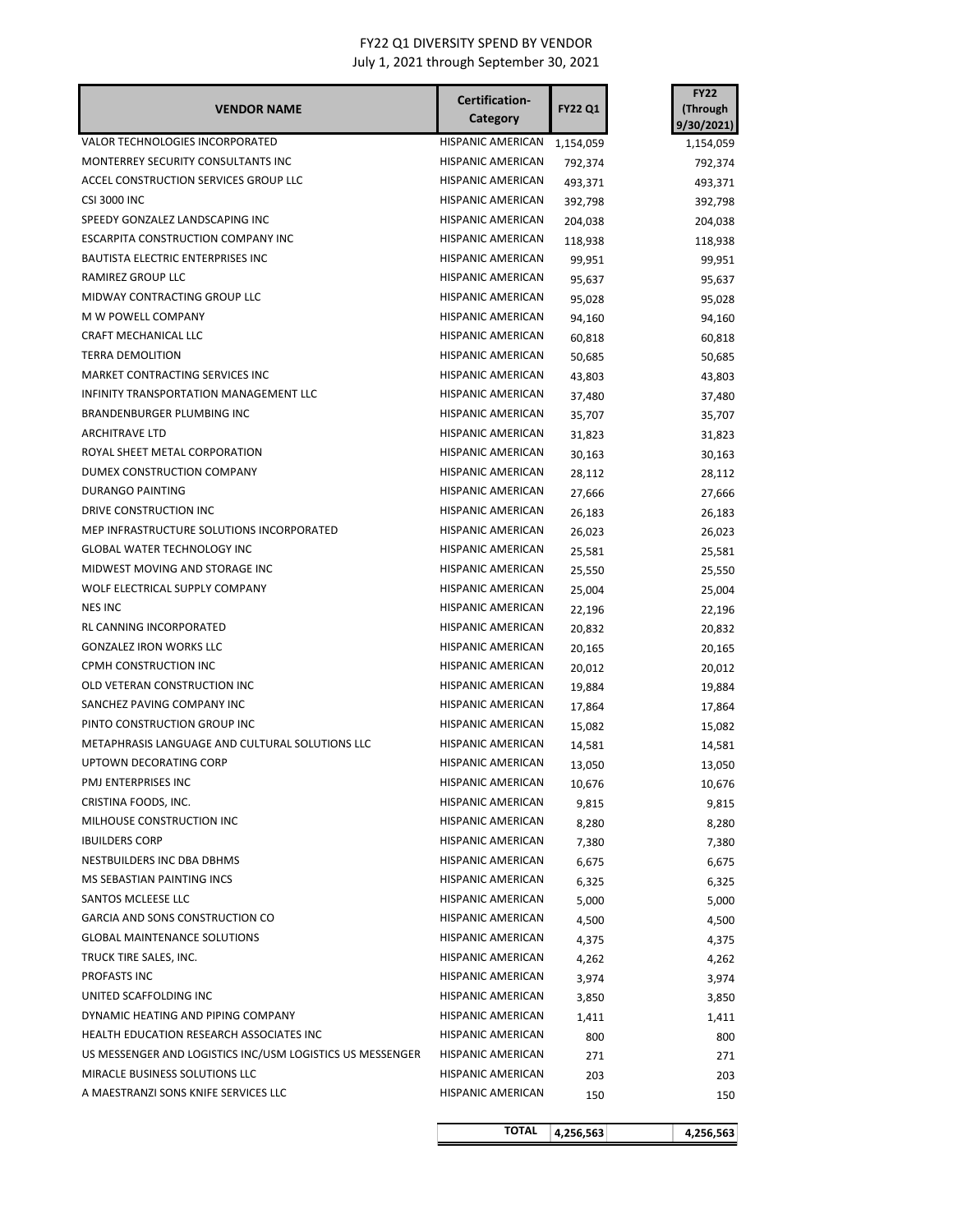# FY22 Q1 DIVERSITY SPEND BY VENDOR

July 1, 2021 through September 30, 2021

| VENDOR NAME | Certification-Category | FY22 Q1 | FY22 (Through 9/30/2021) |
|---|---|---|---|
| VALOR TECHNOLOGIES INCORPORATED | HISPANIC AMERICAN | 1,154,059 | 1,154,059 |
| MONTERREY SECURITY CONSULTANTS INC | HISPANIC AMERICAN | 792,374 | 792,374 |
| ACCEL CONSTRUCTION SERVICES GROUP LLC | HISPANIC AMERICAN | 493,371 | 493,371 |
| CSI 3000 INC | HISPANIC AMERICAN | 392,798 | 392,798 |
| SPEEDY GONZALEZ LANDSCAPING INC | HISPANIC AMERICAN | 204,038 | 204,038 |
| ESCARPITA CONSTRUCTION COMPANY INC | HISPANIC AMERICAN | 118,938 | 118,938 |
| BAUTISTA ELECTRIC ENTERPRISES INC | HISPANIC AMERICAN | 99,951 | 99,951 |
| RAMIREZ GROUP LLC | HISPANIC AMERICAN | 95,637 | 95,637 |
| MIDWAY CONTRACTING GROUP LLC | HISPANIC AMERICAN | 95,028 | 95,028 |
| M W POWELL COMPANY | HISPANIC AMERICAN | 94,160 | 94,160 |
| CRAFT MECHANICAL LLC | HISPANIC AMERICAN | 60,818 | 60,818 |
| TERRA DEMOLITION | HISPANIC AMERICAN | 50,685 | 50,685 |
| MARKET CONTRACTING SERVICES INC | HISPANIC AMERICAN | 43,803 | 43,803 |
| INFINITY TRANSPORTATION MANAGEMENT LLC | HISPANIC AMERICAN | 37,480 | 37,480 |
| BRANDENBURGER PLUMBING INC | HISPANIC AMERICAN | 35,707 | 35,707 |
| ARCHITRAVE LTD | HISPANIC AMERICAN | 31,823 | 31,823 |
| ROYAL SHEET METAL CORPORATION | HISPANIC AMERICAN | 30,163 | 30,163 |
| DUMEX CONSTRUCTION COMPANY | HISPANIC AMERICAN | 28,112 | 28,112 |
| DURANGO PAINTING | HISPANIC AMERICAN | 27,666 | 27,666 |
| DRIVE CONSTRUCTION INC | HISPANIC AMERICAN | 26,183 | 26,183 |
| MEP INFRASTRUCTURE SOLUTIONS INCORPORATED | HISPANIC AMERICAN | 26,023 | 26,023 |
| GLOBAL WATER TECHNOLOGY INC | HISPANIC AMERICAN | 25,581 | 25,581 |
| MIDWEST MOVING AND STORAGE INC | HISPANIC AMERICAN | 25,550 | 25,550 |
| WOLF ELECTRICAL SUPPLY COMPANY | HISPANIC AMERICAN | 25,004 | 25,004 |
| NES INC | HISPANIC AMERICAN | 22,196 | 22,196 |
| RL CANNING INCORPORATED | HISPANIC AMERICAN | 20,832 | 20,832 |
| GONZALEZ IRON WORKS LLC | HISPANIC AMERICAN | 20,165 | 20,165 |
| CPMH CONSTRUCTION INC | HISPANIC AMERICAN | 20,012 | 20,012 |
| OLD VETERAN CONSTRUCTION INC | HISPANIC AMERICAN | 19,884 | 19,884 |
| SANCHEZ PAVING COMPANY INC | HISPANIC AMERICAN | 17,864 | 17,864 |
| PINTO CONSTRUCTION GROUP INC | HISPANIC AMERICAN | 15,082 | 15,082 |
| METAPHRASIS LANGUAGE AND CULTURAL SOLUTIONS LLC | HISPANIC AMERICAN | 14,581 | 14,581 |
| UPTOWN DECORATING CORP | HISPANIC AMERICAN | 13,050 | 13,050 |
| PMJ ENTERPRISES INC | HISPANIC AMERICAN | 10,676 | 10,676 |
| CRISTINA FOODS, INC. | HISPANIC AMERICAN | 9,815 | 9,815 |
| MILHOUSE CONSTRUCTION INC | HISPANIC AMERICAN | 8,280 | 8,280 |
| IBUILDERS CORP | HISPANIC AMERICAN | 7,380 | 7,380 |
| NESTBUILDERS INC DBA DBHMS | HISPANIC AMERICAN | 6,675 | 6,675 |
| MS SEBASTIAN PAINTING INCS | HISPANIC AMERICAN | 6,325 | 6,325 |
| SANTOS MCLEESE LLC | HISPANIC AMERICAN | 5,000 | 5,000 |
| GARCIA AND SONS CONSTRUCTION CO | HISPANIC AMERICAN | 4,500 | 4,500 |
| GLOBAL MAINTENANCE SOLUTIONS | HISPANIC AMERICAN | 4,375 | 4,375 |
| TRUCK TIRE SALES, INC. | HISPANIC AMERICAN | 4,262 | 4,262 |
| PROFASTS INC | HISPANIC AMERICAN | 3,974 | 3,974 |
| UNITED SCAFFOLDING INC | HISPANIC AMERICAN | 3,850 | 3,850 |
| DYNAMIC HEATING AND PIPING COMPANY | HISPANIC AMERICAN | 1,411 | 1,411 |
| HEALTH EDUCATION RESEARCH ASSOCIATES INC | HISPANIC AMERICAN | 800 | 800 |
| US MESSENGER AND LOGISTICS INC/USM LOGISTICS US MESSENGER | HISPANIC AMERICAN | 271 | 271 |
| MIRACLE BUSINESS SOLUTIONS LLC | HISPANIC AMERICAN | 203 | 203 |
| A MAESTRANZI SONS KNIFE SERVICES LLC | HISPANIC AMERICAN | 150 | 150 |
| | **TOTAL** | **4,256,563** | **4,256,563** |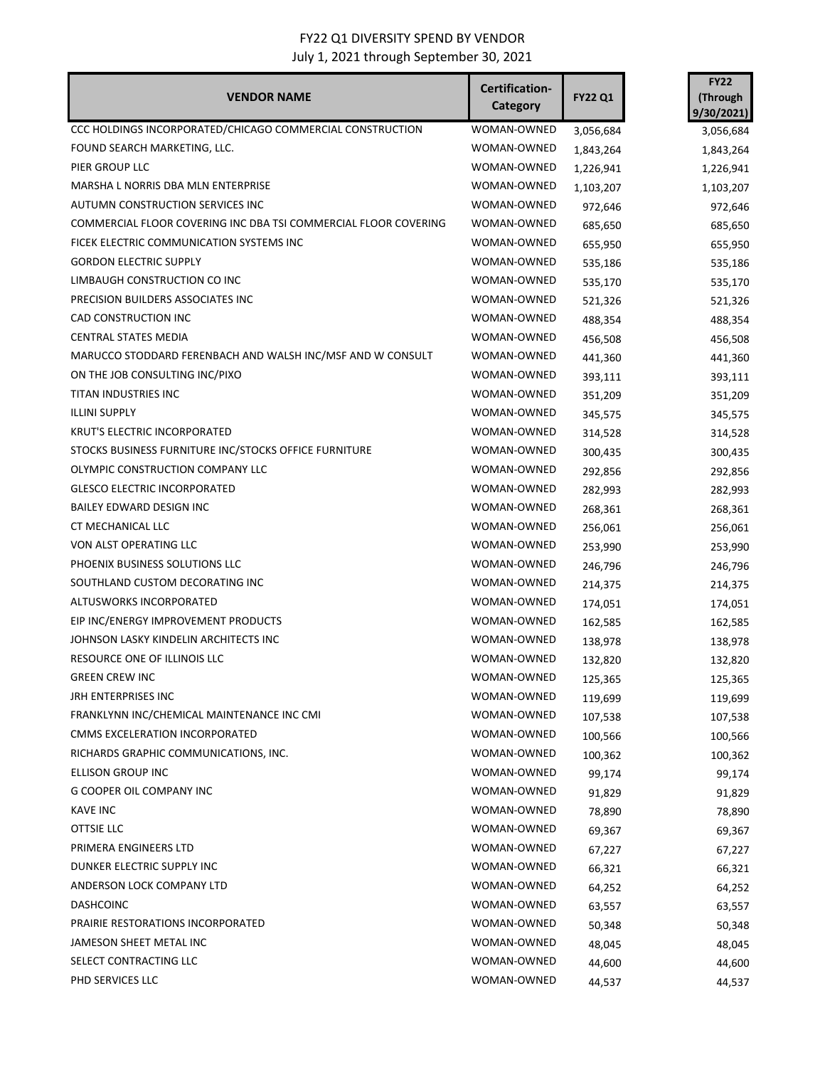# FY22 Q1 DIVERSITY SPEND BY VENDOR

July 1, 2021 through September 30, 2021

| VENDOR NAME | Certification-Category | FY22 Q1 | FY22 (Through 9/30/2021) |
|---|---|---|---|
| CCC HOLDINGS INCORPORATED/CHICAGO COMMERCIAL CONSTRUCTION | WOMAN-OWNED | 3,056,684 | 3,056,684 |
| FOUND SEARCH MARKETING, LLC. | WOMAN-OWNED | 1,843,264 | 1,843,264 |
| PIER GROUP LLC | WOMAN-OWNED | 1,226,941 | 1,226,941 |
| MARSHA L NORRIS DBA MLN ENTERPRISE | WOMAN-OWNED | 1,103,207 | 1,103,207 |
| AUTUMN CONSTRUCTION SERVICES INC | WOMAN-OWNED | 972,646 | 972,646 |
| COMMERCIAL FLOOR COVERING INC DBA TSI COMMERCIAL FLOOR COVERING | WOMAN-OWNED | 685,650 | 685,650 |
| FICEK ELECTRIC COMMUNICATION SYSTEMS INC | WOMAN-OWNED | 655,950 | 655,950 |
| GORDON ELECTRIC SUPPLY | WOMAN-OWNED | 535,186 | 535,186 |
| LIMBAUGH CONSTRUCTION CO INC | WOMAN-OWNED | 535,170 | 535,170 |
| PRECISION BUILDERS ASSOCIATES INC | WOMAN-OWNED | 521,326 | 521,326 |
| CAD CONSTRUCTION INC | WOMAN-OWNED | 488,354 | 488,354 |
| CENTRAL STATES MEDIA | WOMAN-OWNED | 456,508 | 456,508 |
| MARUCCO STODDARD FERENBACH AND WALSH INC/MSF AND W CONSULT | WOMAN-OWNED | 441,360 | 441,360 |
| ON THE JOB CONSULTING INC/PIXO | WOMAN-OWNED | 393,111 | 393,111 |
| TITAN INDUSTRIES INC | WOMAN-OWNED | 351,209 | 351,209 |
| ILLINI SUPPLY | WOMAN-OWNED | 345,575 | 345,575 |
| KRUT'S ELECTRIC INCORPORATED | WOMAN-OWNED | 314,528 | 314,528 |
| STOCKS BUSINESS FURNITURE INC/STOCKS OFFICE FURNITURE | WOMAN-OWNED | 300,435 | 300,435 |
| OLYMPIC CONSTRUCTION COMPANY LLC | WOMAN-OWNED | 292,856 | 292,856 |
| GLESCO ELECTRIC INCORPORATED | WOMAN-OWNED | 282,993 | 282,993 |
| BAILEY EDWARD DESIGN INC | WOMAN-OWNED | 268,361 | 268,361 |
| CT MECHANICAL LLC | WOMAN-OWNED | 256,061 | 256,061 |
| VON ALST OPERATING LLC | WOMAN-OWNED | 253,990 | 253,990 |
| PHOENIX BUSINESS SOLUTIONS LLC | WOMAN-OWNED | 246,796 | 246,796 |
| SOUTHLAND CUSTOM DECORATING INC | WOMAN-OWNED | 214,375 | 214,375 |
| ALTUSWORKS INCORPORATED | WOMAN-OWNED | 174,051 | 174,051 |
| EIP INC/ENERGY IMPROVEMENT PRODUCTS | WOMAN-OWNED | 162,585 | 162,585 |
| JOHNSON LASKY KINDELIN ARCHITECTS INC | WOMAN-OWNED | 138,978 | 138,978 |
| RESOURCE ONE OF ILLINOIS LLC | WOMAN-OWNED | 132,820 | 132,820 |
| GREEN CREW INC | WOMAN-OWNED | 125,365 | 125,365 |
| JRH ENTERPRISES INC | WOMAN-OWNED | 119,699 | 119,699 |
| FRANKLYNN INC/CHEMICAL MAINTENANCE INC CMI | WOMAN-OWNED | 107,538 | 107,538 |
| CMMS EXCELERATION INCORPORATED | WOMAN-OWNED | 100,566 | 100,566 |
| RICHARDS GRAPHIC COMMUNICATIONS, INC. | WOMAN-OWNED | 100,362 | 100,362 |
| ELLISON GROUP INC | WOMAN-OWNED | 99,174 | 99,174 |
| G COOPER OIL COMPANY INC | WOMAN-OWNED | 91,829 | 91,829 |
| KAVE INC | WOMAN-OWNED | 78,890 | 78,890 |
| OTTSIE LLC | WOMAN-OWNED | 69,367 | 69,367 |
| PRIMERA ENGINEERS LTD | WOMAN-OWNED | 67,227 | 67,227 |
| DUNKER ELECTRIC SUPPLY INC | WOMAN-OWNED | 66,321 | 66,321 |
| ANDERSON LOCK COMPANY LTD | WOMAN-OWNED | 64,252 | 64,252 |
| DASHCOINC | WOMAN-OWNED | 63,557 | 63,557 |
| PRAIRIE RESTORATIONS INCORPORATED | WOMAN-OWNED | 50,348 | 50,348 |
| JAMESON SHEET METAL INC | WOMAN-OWNED | 48,045 | 48,045 |
| SELECT CONTRACTING LLC | WOMAN-OWNED | 44,600 | 44,600 |
| PHD SERVICES LLC | WOMAN-OWNED | 44,537 | 44,537 |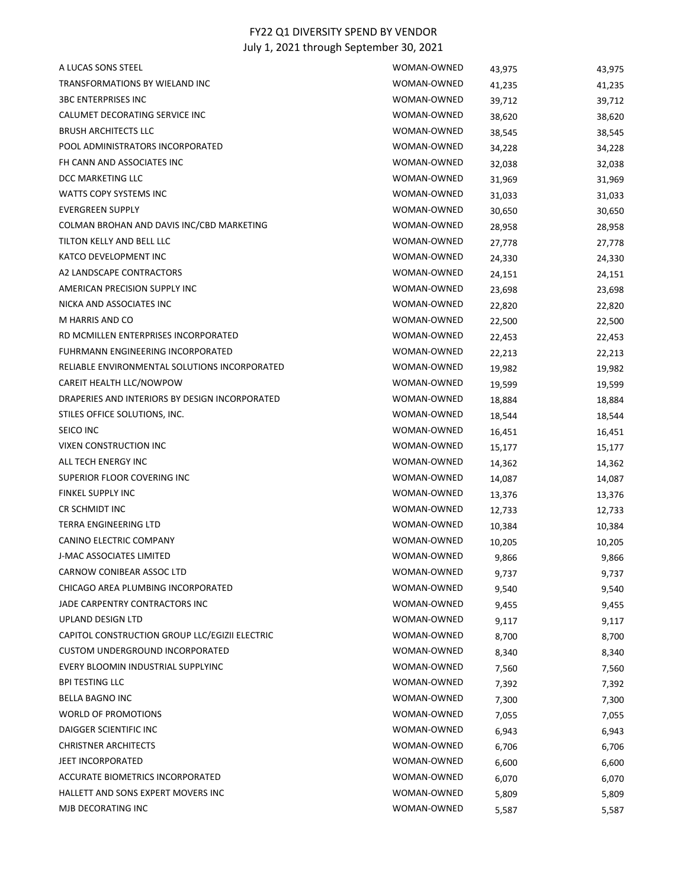FY22 Q1 DIVERSITY SPEND BY VENDOR
July 1, 2021 through September 30, 2021

| | | | |
|---|---|---|---|
| A LUCAS SONS STEEL | WOMAN-OWNED | 43,975 | 43,975 |
| TRANSFORMATIONS BY WIELAND INC | WOMAN-OWNED | 41,235 | 41,235 |
| 3BC ENTERPRISES INC | WOMAN-OWNED | 39,712 | 39,712 |
| CALUMET DECORATING SERVICE INC | WOMAN-OWNED | 38,620 | 38,620 |
| BRUSH ARCHITECTS LLC | WOMAN-OWNED | 38,545 | 38,545 |
| POOL ADMINISTRATORS INCORPORATED | WOMAN-OWNED | 34,228 | 34,228 |
| FH CANN AND ASSOCIATES INC | WOMAN-OWNED | 32,038 | 32,038 |
| DCC MARKETING LLC | WOMAN-OWNED | 31,969 | 31,969 |
| WATTS COPY SYSTEMS INC | WOMAN-OWNED | 31,033 | 31,033 |
| EVERGREEN SUPPLY | WOMAN-OWNED | 30,650 | 30,650 |
| COLMAN BROHAN AND DAVIS INC/CBD MARKETING | WOMAN-OWNED | 28,958 | 28,958 |
| TILTON KELLY AND BELL LLC | WOMAN-OWNED | 27,778 | 27,778 |
| KATCO DEVELOPMENT INC | WOMAN-OWNED | 24,330 | 24,330 |
| A2 LANDSCAPE CONTRACTORS | WOMAN-OWNED | 24,151 | 24,151 |
| AMERICAN PRECISION SUPPLY INC | WOMAN-OWNED | 23,698 | 23,698 |
| NICKA AND ASSOCIATES INC | WOMAN-OWNED | 22,820 | 22,820 |
| M HARRIS AND CO | WOMAN-OWNED | 22,500 | 22,500 |
| RD MCMILLEN ENTERPRISES INCORPORATED | WOMAN-OWNED | 22,453 | 22,453 |
| FUHRMANN ENGINEERING INCORPORATED | WOMAN-OWNED | 22,213 | 22,213 |
| RELIABLE ENVIRONMENTAL SOLUTIONS INCORPORATED | WOMAN-OWNED | 19,982 | 19,982 |
| CAREIT HEALTH LLC/NOWPOW | WOMAN-OWNED | 19,599 | 19,599 |
| DRAPERIES AND INTERIORS BY DESIGN INCORPORATED | WOMAN-OWNED | 18,884 | 18,884 |
| STILES OFFICE SOLUTIONS, INC. | WOMAN-OWNED | 18,544 | 18,544 |
| SEICO INC | WOMAN-OWNED | 16,451 | 16,451 |
| VIXEN CONSTRUCTION INC | WOMAN-OWNED | 15,177 | 15,177 |
| ALL TECH ENERGY INC | WOMAN-OWNED | 14,362 | 14,362 |
| SUPERIOR FLOOR COVERING INC | WOMAN-OWNED | 14,087 | 14,087 |
| FINKEL SUPPLY INC | WOMAN-OWNED | 13,376 | 13,376 |
| CR SCHMIDT INC | WOMAN-OWNED | 12,733 | 12,733 |
| TERRA ENGINEERING LTD | WOMAN-OWNED | 10,384 | 10,384 |
| CANINO ELECTRIC COMPANY | WOMAN-OWNED | 10,205 | 10,205 |
| J-MAC ASSOCIATES LIMITED | WOMAN-OWNED | 9,866 | 9,866 |
| CARNOW CONIBEAR ASSOC LTD | WOMAN-OWNED | 9,737 | 9,737 |
| CHICAGO AREA PLUMBING INCORPORATED | WOMAN-OWNED | 9,540 | 9,540 |
| JADE CARPENTRY CONTRACTORS INC | WOMAN-OWNED | 9,455 | 9,455 |
| UPLAND DESIGN LTD | WOMAN-OWNED | 9,117 | 9,117 |
| CAPITOL CONSTRUCTION GROUP LLC/EGIZII ELECTRIC | WOMAN-OWNED | 8,700 | 8,700 |
| CUSTOM UNDERGROUND INCORPORATED | WOMAN-OWNED | 8,340 | 8,340 |
| EVERY BLOOMIN INDUSTRIAL SUPPLYINC | WOMAN-OWNED | 7,560 | 7,560 |
| BPI TESTING LLC | WOMAN-OWNED | 7,392 | 7,392 |
| BELLA BAGNO INC | WOMAN-OWNED | 7,300 | 7,300 |
| WORLD OF PROMOTIONS | WOMAN-OWNED | 7,055 | 7,055 |
| DAIGGER SCIENTIFIC INC | WOMAN-OWNED | 6,943 | 6,943 |
| CHRISTNER ARCHITECTS | WOMAN-OWNED | 6,706 | 6,706 |
| JEET INCORPORATED | WOMAN-OWNED | 6,600 | 6,600 |
| ACCURATE BIOMETRICS INCORPORATED | WOMAN-OWNED | 6,070 | 6,070 |
| HALLETT AND SONS EXPERT MOVERS INC | WOMAN-OWNED | 5,809 | 5,809 |
| MJB DECORATING INC | WOMAN-OWNED | 5,587 | 5,587 |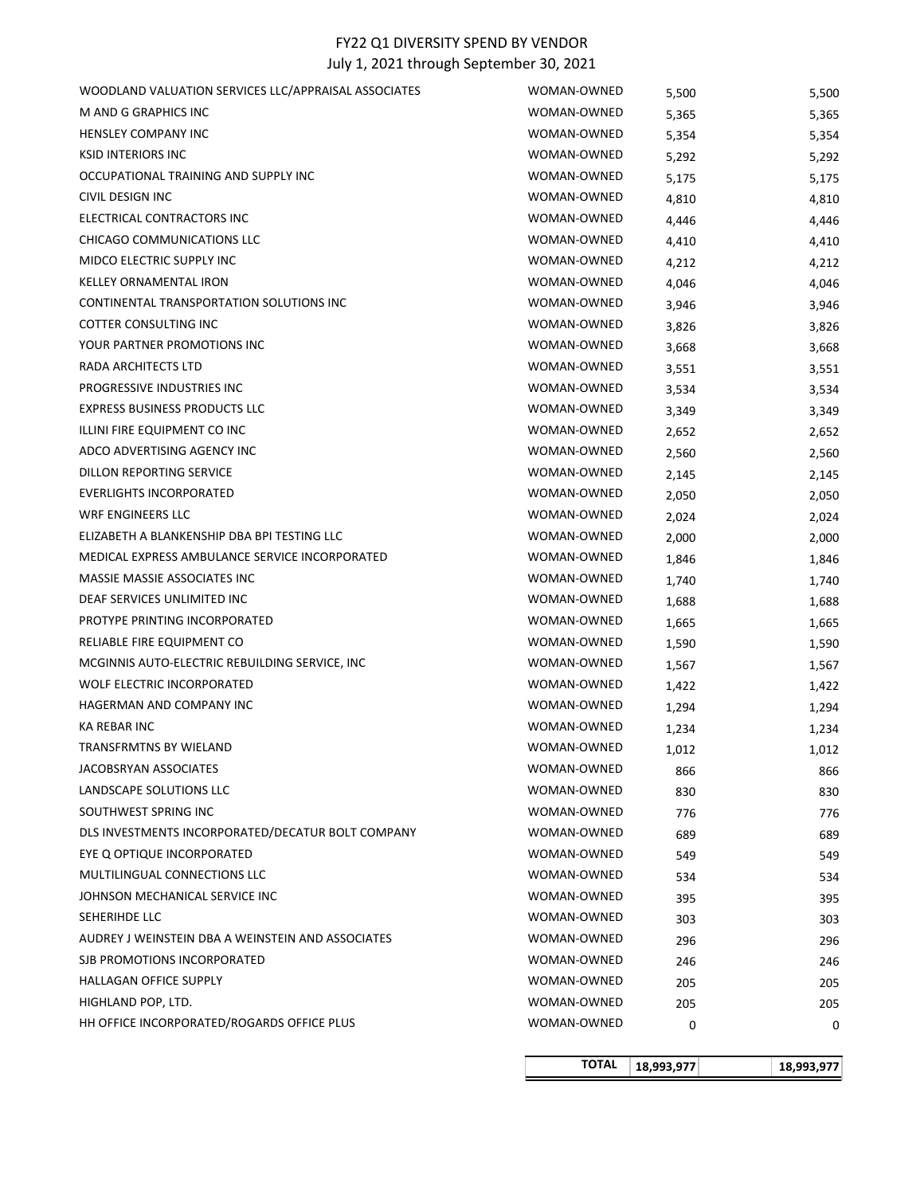# FY22 Q1 DIVERSITY SPEND BY VENDOR

July 1, 2021 through September 30, 2021

| | | | |
|---|---|---|---|
| WOODLAND VALUATION SERVICES LLC/APPRAISAL ASSOCIATES | WOMAN-OWNED | 5,500 | 5,500 |
| M AND G GRAPHICS INC | WOMAN-OWNED | 5,365 | 5,365 |
| HENSLEY COMPANY INC | WOMAN-OWNED | 5,354 | 5,354 |
| KSID INTERIORS INC | WOMAN-OWNED | 5,292 | 5,292 |
| OCCUPATIONAL TRAINING AND SUPPLY INC | WOMAN-OWNED | 5,175 | 5,175 |
| CIVIL DESIGN INC | WOMAN-OWNED | 4,810 | 4,810 |
| ELECTRICAL CONTRACTORS INC | WOMAN-OWNED | 4,446 | 4,446 |
| CHICAGO COMMUNICATIONS LLC | WOMAN-OWNED | 4,410 | 4,410 |
| MIDCO ELECTRIC SUPPLY INC | WOMAN-OWNED | 4,212 | 4,212 |
| KELLEY ORNAMENTAL IRON | WOMAN-OWNED | 4,046 | 4,046 |
| CONTINENTAL TRANSPORTATION SOLUTIONS INC | WOMAN-OWNED | 3,946 | 3,946 |
| COTTER CONSULTING INC | WOMAN-OWNED | 3,826 | 3,826 |
| YOUR PARTNER PROMOTIONS INC | WOMAN-OWNED | 3,668 | 3,668 |
| RADA ARCHITECTS LTD | WOMAN-OWNED | 3,551 | 3,551 |
| PROGRESSIVE INDUSTRIES INC | WOMAN-OWNED | 3,534 | 3,534 |
| EXPRESS BUSINESS PRODUCTS LLC | WOMAN-OWNED | 3,349 | 3,349 |
| ILLINI FIRE EQUIPMENT CO INC | WOMAN-OWNED | 2,652 | 2,652 |
| ADCO ADVERTISING AGENCY INC | WOMAN-OWNED | 2,560 | 2,560 |
| DILLON REPORTING SERVICE | WOMAN-OWNED | 2,145 | 2,145 |
| EVERLIGHTS INCORPORATED | WOMAN-OWNED | 2,050 | 2,050 |
| WRF ENGINEERS LLC | WOMAN-OWNED | 2,024 | 2,024 |
| ELIZABETH A BLANKENSHIP DBA BPI TESTING LLC | WOMAN-OWNED | 2,000 | 2,000 |
| MEDICAL EXPRESS AMBULANCE SERVICE INCORPORATED | WOMAN-OWNED | 1,846 | 1,846 |
| MASSIE MASSIE ASSOCIATES INC | WOMAN-OWNED | 1,740 | 1,740 |
| DEAF SERVICES UNLIMITED INC | WOMAN-OWNED | 1,688 | 1,688 |
| PROTYPE PRINTING INCORPORATED | WOMAN-OWNED | 1,665 | 1,665 |
| RELIABLE FIRE EQUIPMENT CO | WOMAN-OWNED | 1,590 | 1,590 |
| MCGINNIS AUTO-ELECTRIC REBUILDING SERVICE, INC | WOMAN-OWNED | 1,567 | 1,567 |
| WOLF ELECTRIC INCORPORATED | WOMAN-OWNED | 1,422 | 1,422 |
| HAGERMAN AND COMPANY INC | WOMAN-OWNED | 1,294 | 1,294 |
| KA REBAR INC | WOMAN-OWNED | 1,234 | 1,234 |
| TRANSFRMTNS BY WIELAND | WOMAN-OWNED | 1,012 | 1,012 |
| JACOBSRYAN ASSOCIATES | WOMAN-OWNED | 866 | 866 |
| LANDSCAPE SOLUTIONS LLC | WOMAN-OWNED | 830 | 830 |
| SOUTHWEST SPRING INC | WOMAN-OWNED | 776 | 776 |
| DLS INVESTMENTS INCORPORATED/DECATUR BOLT COMPANY | WOMAN-OWNED | 689 | 689 |
| EYE Q OPTIQUE INCORPORATED | WOMAN-OWNED | 549 | 549 |
| MULTILINGUAL CONNECTIONS LLC | WOMAN-OWNED | 534 | 534 |
| JOHNSON MECHANICAL SERVICE INC | WOMAN-OWNED | 395 | 395 |
| SEHERIHDE LLC | WOMAN-OWNED | 303 | 303 |
| AUDREY J WEINSTEIN DBA A WEINSTEIN AND ASSOCIATES | WOMAN-OWNED | 296 | 296 |
| SJB PROMOTIONS INCORPORATED | WOMAN-OWNED | 246 | 246 |
| HALLAGAN OFFICE SUPPLY | WOMAN-OWNED | 205 | 205 |
| HIGHLAND POP, LTD. | WOMAN-OWNED | 205 | 205 |
| HH OFFICE INCORPORATED/ROGARDS OFFICE PLUS | WOMAN-OWNED | 0 | 0 |
| | **TOTAL** | **18,993,977** | **18,993,977** |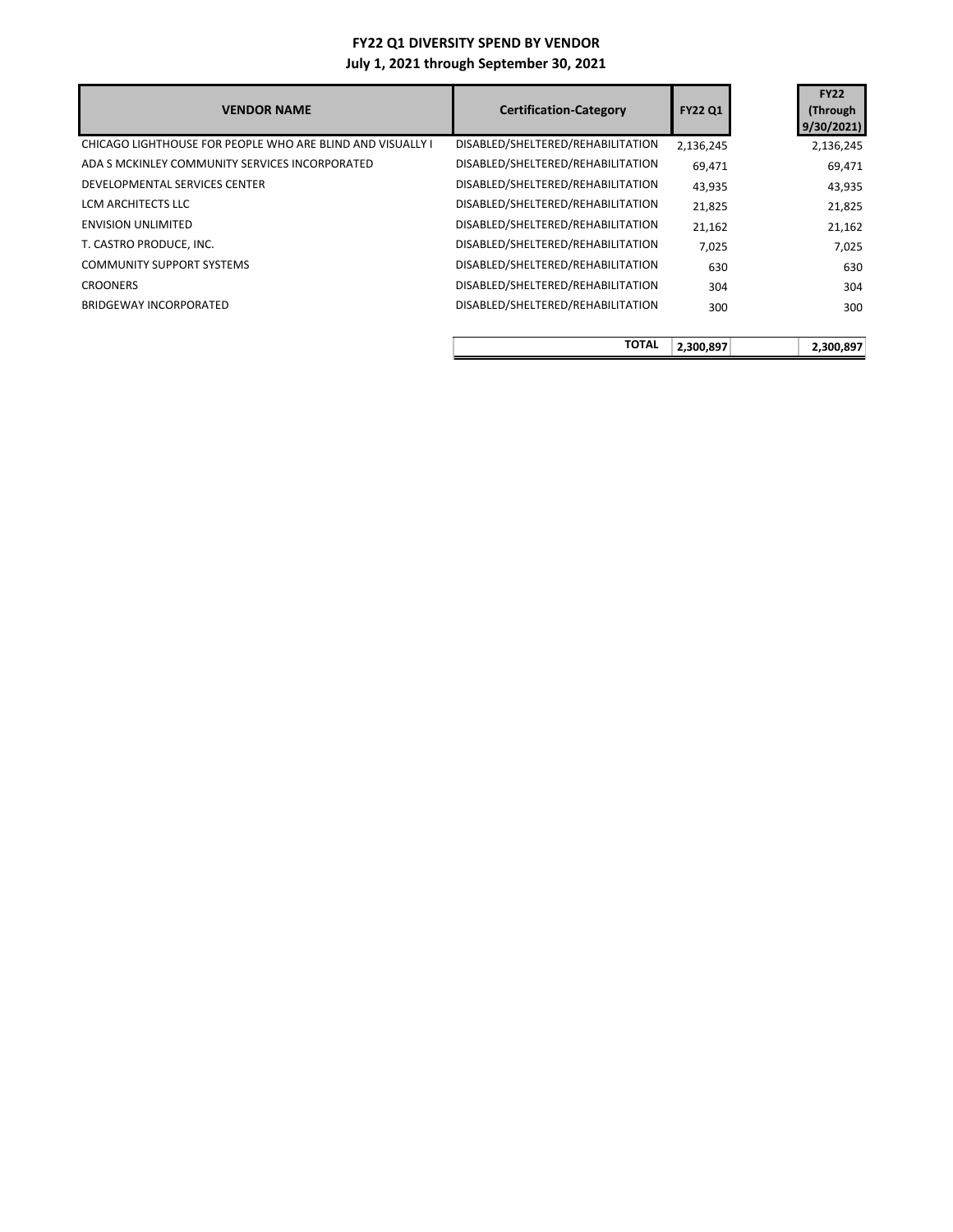# FY22 Q1 DIVERSITY SPEND BY VENDOR

## July 1, 2021 through September 30, 2021

| VENDOR NAME | Certification-Category | FY22 Q1 | FY22 (Through 9/30/2021) |
|---|---|---|---|
| CHICAGO LIGHTHOUSE FOR PEOPLE WHO ARE BLIND AND VISUALLY I | DISABLED/SHELTERED/REHABILITATION | 2,136,245 | 2,136,245 |
| ADA S MCKINLEY COMMUNITY SERVICES INCORPORATED | DISABLED/SHELTERED/REHABILITATION | 69,471 | 69,471 |
| DEVELOPMENTAL SERVICES CENTER | DISABLED/SHELTERED/REHABILITATION | 43,935 | 43,935 |
| LCM ARCHITECTS LLC | DISABLED/SHELTERED/REHABILITATION | 21,825 | 21,825 |
| ENVISION UNLIMITED | DISABLED/SHELTERED/REHABILITATION | 21,162 | 21,162 |
| T. CASTRO PRODUCE, INC. | DISABLED/SHELTERED/REHABILITATION | 7,025 | 7,025 |
| COMMUNITY SUPPORT SYSTEMS | DISABLED/SHELTERED/REHABILITATION | 630 | 630 |
| CROONERS | DISABLED/SHELTERED/REHABILITATION | 304 | 304 |
| BRIDGEWAY INCORPORATED | DISABLED/SHELTERED/REHABILITATION | 300 | 300 |
| | **TOTAL** | **2,300,897** | **2,300,897** |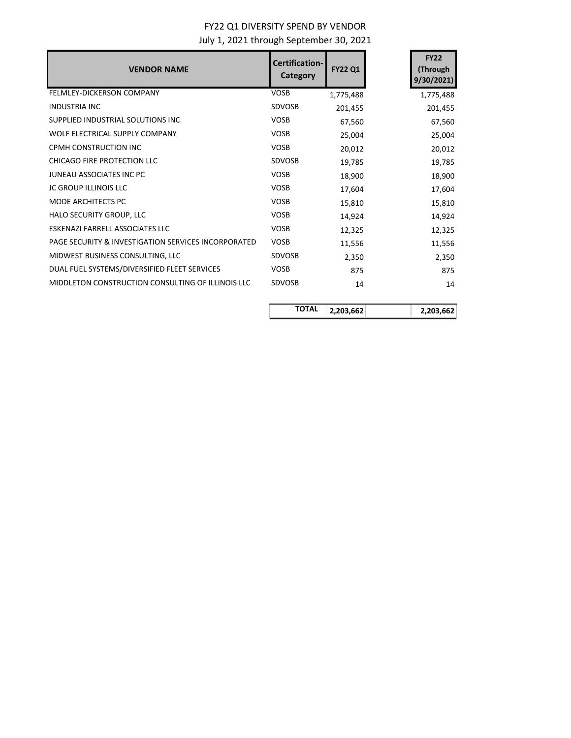# FY22 Q1 DIVERSITY SPEND BY VENDOR

July 1, 2021 through September 30, 2021

| VENDOR NAME | Certification-Category | FY22 Q1 | FY22 (Through 9/30/2021) |
|---|---|---|---|
| FELMLEY-DICKERSON COMPANY | VOSB | 1,775,488 | 1,775,488 |
| INDUSTRIA INC | SDVOSB | 201,455 | 201,455 |
| SUPPLIED INDUSTRIAL SOLUTIONS INC | VOSB | 67,560 | 67,560 |
| WOLF ELECTRICAL SUPPLY COMPANY | VOSB | 25,004 | 25,004 |
| CPMH CONSTRUCTION INC | VOSB | 20,012 | 20,012 |
| CHICAGO FIRE PROTECTION LLC | SDVOSB | 19,785 | 19,785 |
| JUNEAU ASSOCIATES INC PC | VOSB | 18,900 | 18,900 |
| JC GROUP ILLINOIS LLC | VOSB | 17,604 | 17,604 |
| MODE ARCHITECTS PC | VOSB | 15,810 | 15,810 |
| HALO SECURITY GROUP, LLC | VOSB | 14,924 | 14,924 |
| ESKENAZI FARRELL ASSOCIATES LLC | VOSB | 12,325 | 12,325 |
| PAGE SECURITY & INVESTIGATION SERVICES INCORPORATED | VOSB | 11,556 | 11,556 |
| MIDWEST BUSINESS CONSULTING, LLC | SDVOSB | 2,350 | 2,350 |
| DUAL FUEL SYSTEMS/DIVERSIFIED FLEET SERVICES | VOSB | 875 | 875 |
| MIDDLETON CONSTRUCTION CONSULTING OF ILLINOIS LLC | SDVOSB | 14 | 14 |
| | **TOTAL** | **2,203,662** | **2,203,662** |